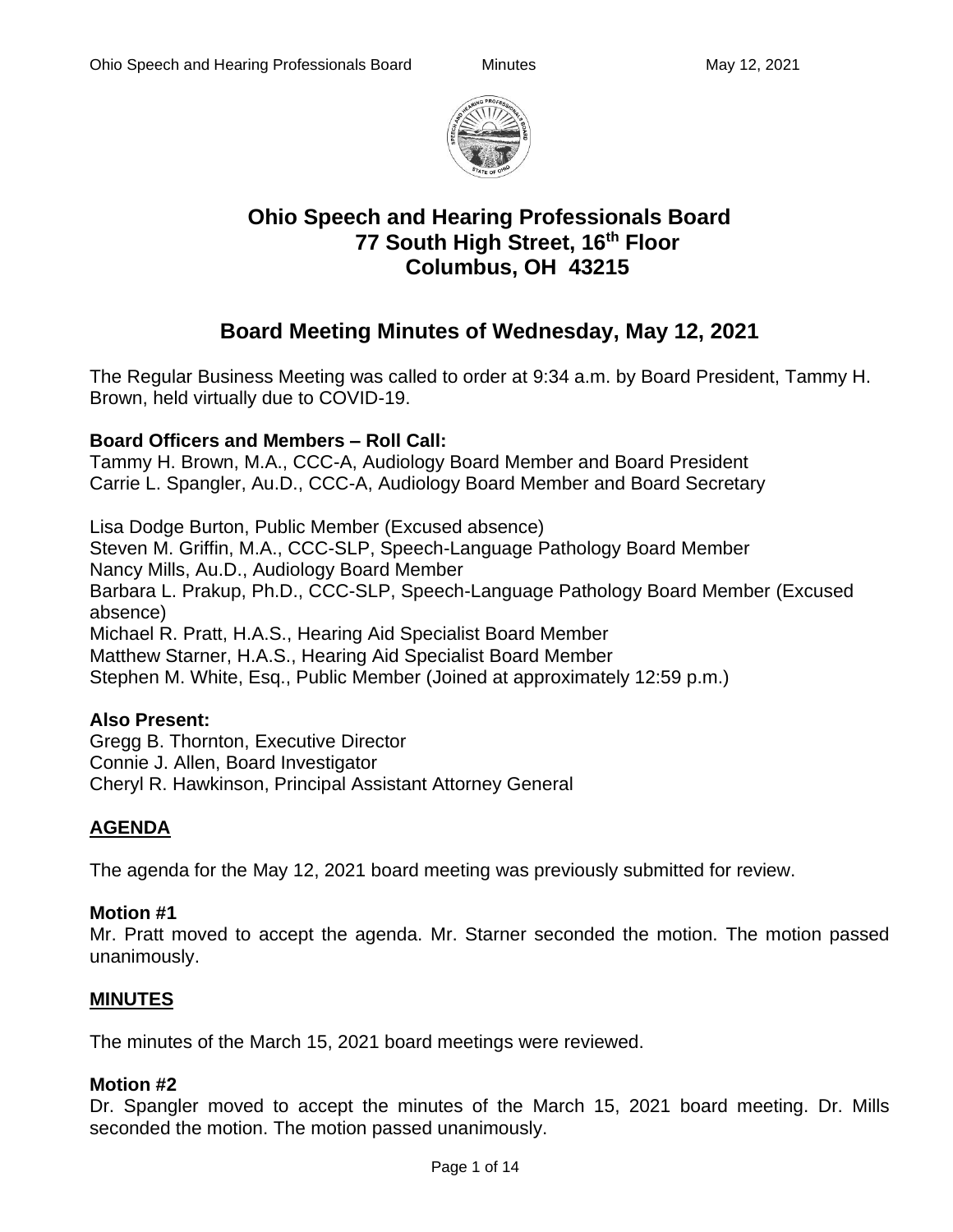# Ohio Speech and Hearing Professionals Board
## 77 South High Street, 16th Floor
## Columbus, OH 43215

## Board Meeting Minutes of Wednesday, May 12, 2021

The Regular Business Meeting was called to order at 9:34 a.m. by Board President, Tammy H. Brown, held virtually due to COVID-19.

**Board Officers and Members – Roll Call:**
Tammy H. Brown, M.A., CCC-A, Audiology Board Member and Board President
Carrie L. Spangler, Au.D., CCC-A, Audiology Board Member and Board Secretary

Lisa Dodge Burton, Public Member (Excused absence)
Steven M. Griffin, M.A., CCC-SLP, Speech-Language Pathology Board Member
Nancy Mills, Au.D., Audiology Board Member
Barbara L. Prakup, Ph.D., CCC-SLP, Speech-Language Pathology Board Member (Excused absence)
Michael R. Pratt, H.A.S., Hearing Aid Specialist Board Member
Matthew Starner, H.A.S., Hearing Aid Specialist Board Member
Stephen M. White, Esq., Public Member (Joined at approximately 12:59 p.m.)

**Also Present:**
Gregg B. Thornton, Executive Director
Connie J. Allen, Board Investigator
Cheryl R. Hawkinson, Principal Assistant Attorney General

### AGENDA

The agenda for the May 12, 2021 board meeting was previously submitted for review.

**Motion #1**
Mr. Pratt moved to accept the agenda. Mr. Starner seconded the motion. The motion passed unanimously.

### MINUTES

The minutes of the March 15, 2021 board meetings were reviewed.

**Motion #2**
Dr. Spangler moved to accept the minutes of the March 15, 2021 board meeting. Dr. Mills seconded the motion. The motion passed unanimously.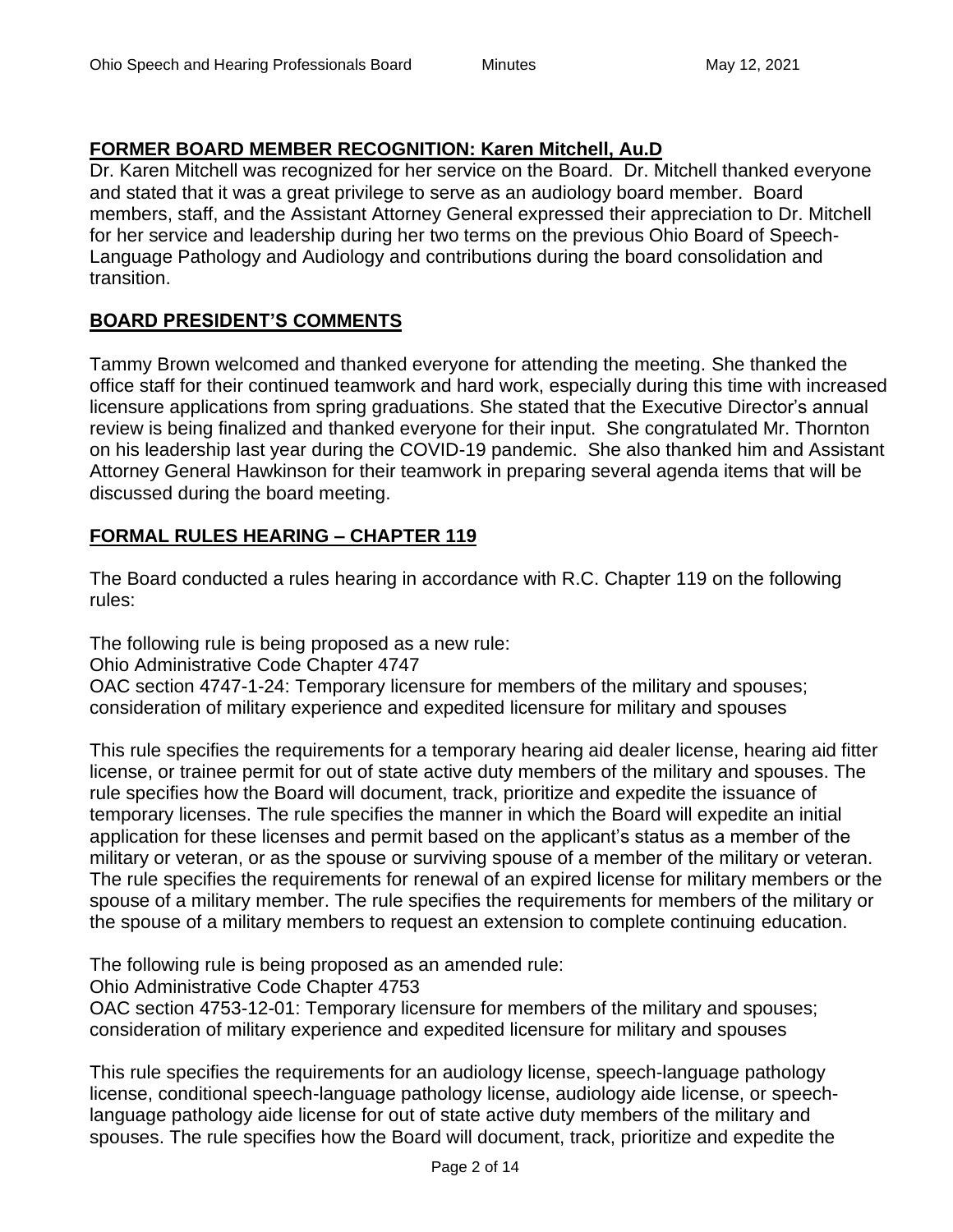## FORMER BOARD MEMBER RECOGNITION: Karen Mitchell, Au.D

Dr. Karen Mitchell was recognized for her service on the Board. Dr. Mitchell thanked everyone and stated that it was a great privilege to serve as an audiology board member. Board members, staff, and the Assistant Attorney General expressed their appreciation to Dr. Mitchell for her service and leadership during her two terms on the previous Ohio Board of Speech-Language Pathology and Audiology and contributions during the board consolidation and transition.

## BOARD PRESIDENT'S COMMENTS

Tammy Brown welcomed and thanked everyone for attending the meeting. She thanked the office staff for their continued teamwork and hard work, especially during this time with increased licensure applications from spring graduations. She stated that the Executive Director's annual review is being finalized and thanked everyone for their input. She congratulated Mr. Thornton on his leadership last year during the COVID-19 pandemic. She also thanked him and Assistant Attorney General Hawkinson for their teamwork in preparing several agenda items that will be discussed during the board meeting.

## FORMAL RULES HEARING – CHAPTER 119

The Board conducted a rules hearing in accordance with R.C. Chapter 119 on the following rules:

The following rule is being proposed as a new rule:
Ohio Administrative Code Chapter 4747
OAC section 4747-1-24: Temporary licensure for members of the military and spouses; consideration of military experience and expedited licensure for military and spouses

This rule specifies the requirements for a temporary hearing aid dealer license, hearing aid fitter license, or trainee permit for out of state active duty members of the military and spouses. The rule specifies how the Board will document, track, prioritize and expedite the issuance of temporary licenses. The rule specifies the manner in which the Board will expedite an initial application for these licenses and permit based on the applicant's status as a member of the military or veteran, or as the spouse or surviving spouse of a member of the military or veteran. The rule specifies the requirements for renewal of an expired license for military members or the spouse of a military member. The rule specifies the requirements for members of the military or the spouse of a military members to request an extension to complete continuing education.

The following rule is being proposed as an amended rule:
Ohio Administrative Code Chapter 4753
OAC section 4753-12-01: Temporary licensure for members of the military and spouses; consideration of military experience and expedited licensure for military and spouses

This rule specifies the requirements for an audiology license, speech-language pathology license, conditional speech-language pathology license, audiology aide license, or speech-language pathology aide license for out of state active duty members of the military and spouses. The rule specifies how the Board will document, track, prioritize and expedite the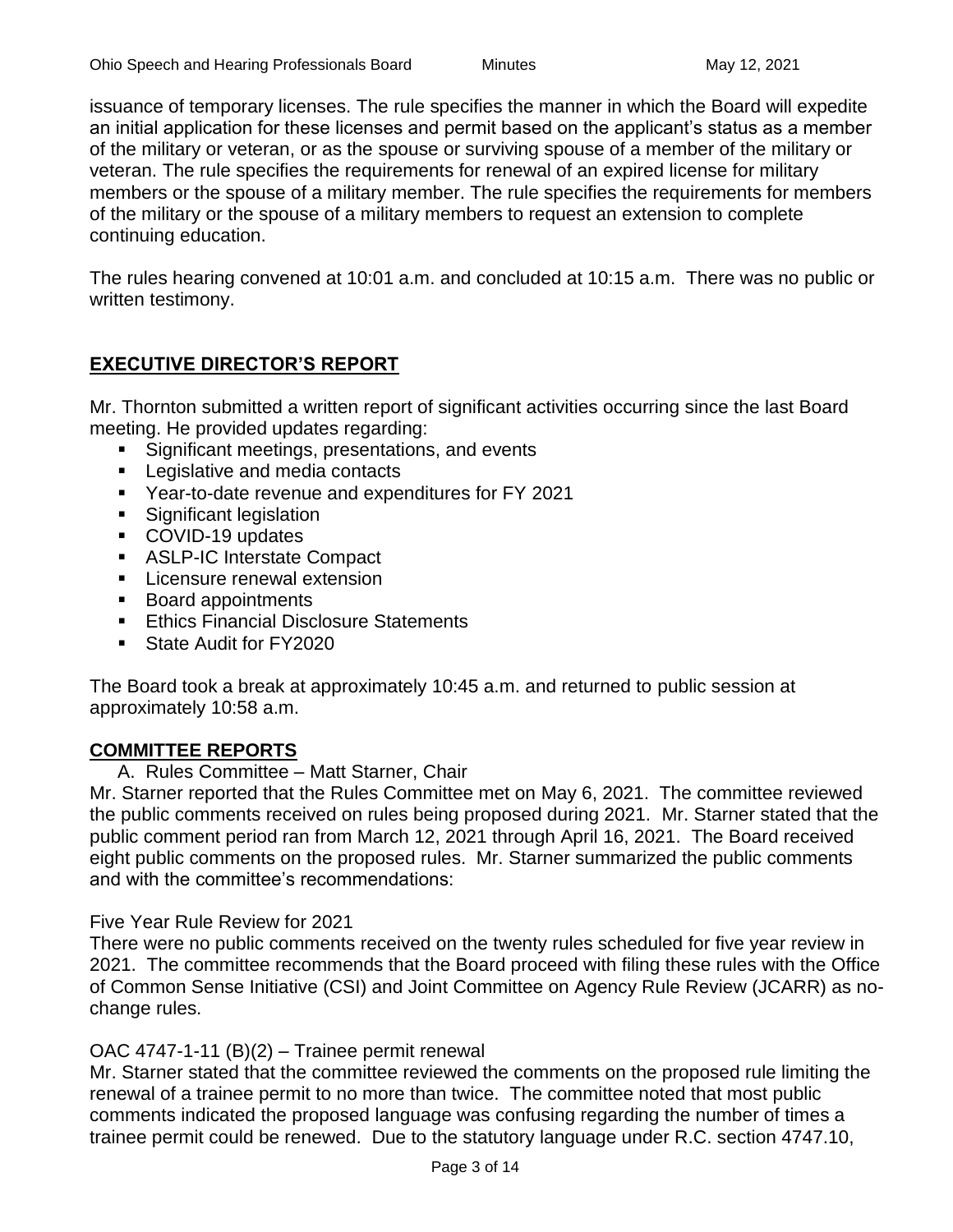issuance of temporary licenses. The rule specifies the manner in which the Board will expedite an initial application for these licenses and permit based on the applicant's status as a member of the military or veteran, or as the spouse or surviving spouse of a member of the military or veteran. The rule specifies the requirements for renewal of an expired license for military members or the spouse of a military member. The rule specifies the requirements for members of the military or the spouse of a military members to request an extension to complete continuing education.

The rules hearing convened at 10:01 a.m. and concluded at 10:15 a.m. There was no public or written testimony.

## EXECUTIVE DIRECTOR'S REPORT

Mr. Thornton submitted a written report of significant activities occurring since the last Board meeting. He provided updates regarding:

- Significant meetings, presentations, and events
- Legislative and media contacts
- Year-to-date revenue and expenditures for FY 2021
- Significant legislation
- COVID-19 updates
- ASLP-IC Interstate Compact
- Licensure renewal extension
- Board appointments
- Ethics Financial Disclosure Statements
- State Audit for FY2020

The Board took a break at approximately 10:45 a.m. and returned to public session at approximately 10:58 a.m.

## COMMITTEE REPORTS

A. Rules Committee – Matt Starner, Chair

Mr. Starner reported that the Rules Committee met on May 6, 2021. The committee reviewed the public comments received on rules being proposed during 2021. Mr. Starner stated that the public comment period ran from March 12, 2021 through April 16, 2021. The Board received eight public comments on the proposed rules. Mr. Starner summarized the public comments and with the committee's recommendations:

Five Year Rule Review for 2021

There were no public comments received on the twenty rules scheduled for five year review in 2021. The committee recommends that the Board proceed with filing these rules with the Office of Common Sense Initiative (CSI) and Joint Committee on Agency Rule Review (JCARR) as no-change rules.

OAC 4747-1-11 (B)(2) – Trainee permit renewal

Mr. Starner stated that the committee reviewed the comments on the proposed rule limiting the renewal of a trainee permit to no more than twice. The committee noted that most public comments indicated the proposed language was confusing regarding the number of times a trainee permit could be renewed. Due to the statutory language under R.C. section 4747.10,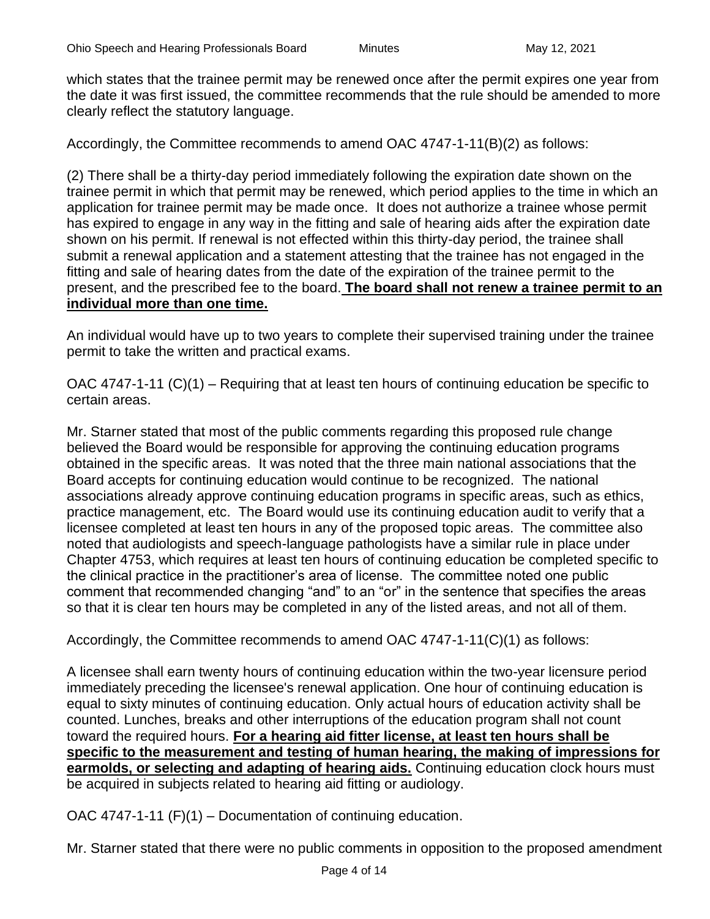which states that the trainee permit may be renewed once after the permit expires one year from the date it was first issued, the committee recommends that the rule should be amended to more clearly reflect the statutory language.

Accordingly, the Committee recommends to amend OAC 4747-1-11(B)(2) as follows:

(2) There shall be a thirty-day period immediately following the expiration date shown on the trainee permit in which that permit may be renewed, which period applies to the time in which an application for trainee permit may be made once. It does not authorize a trainee whose permit has expired to engage in any way in the fitting and sale of hearing aids after the expiration date shown on his permit. If renewal is not effected within this thirty-day period, the trainee shall submit a renewal application and a statement attesting that the trainee has not engaged in the fitting and sale of hearing dates from the date of the expiration of the trainee permit to the present, and the prescribed fee to the board. **The board shall not renew a trainee permit to an individual more than one time.**

An individual would have up to two years to complete their supervised training under the trainee permit to take the written and practical exams.

OAC 4747-1-11 (C)(1) – Requiring that at least ten hours of continuing education be specific to certain areas.

Mr. Starner stated that most of the public comments regarding this proposed rule change believed the Board would be responsible for approving the continuing education programs obtained in the specific areas. It was noted that the three main national associations that the Board accepts for continuing education would continue to be recognized. The national associations already approve continuing education programs in specific areas, such as ethics, practice management, etc. The Board would use its continuing education audit to verify that a licensee completed at least ten hours in any of the proposed topic areas. The committee also noted that audiologists and speech-language pathologists have a similar rule in place under Chapter 4753, which requires at least ten hours of continuing education be completed specific to the clinical practice in the practitioner's area of license. The committee noted one public comment that recommended changing "and" to an "or" in the sentence that specifies the areas so that it is clear ten hours may be completed in any of the listed areas, and not all of them.

Accordingly, the Committee recommends to amend OAC 4747-1-11(C)(1) as follows:

A licensee shall earn twenty hours of continuing education within the two-year licensure period immediately preceding the licensee's renewal application. One hour of continuing education is equal to sixty minutes of continuing education. Only actual hours of education activity shall be counted. Lunches, breaks and other interruptions of the education program shall not count toward the required hours. **For a hearing aid fitter license, at least ten hours shall be specific to the measurement and testing of human hearing, the making of impressions for earmolds, or selecting and adapting of hearing aids.** Continuing education clock hours must be acquired in subjects related to hearing aid fitting or audiology.

OAC 4747-1-11 (F)(1) – Documentation of continuing education.

Mr. Starner stated that there were no public comments in opposition to the proposed amendment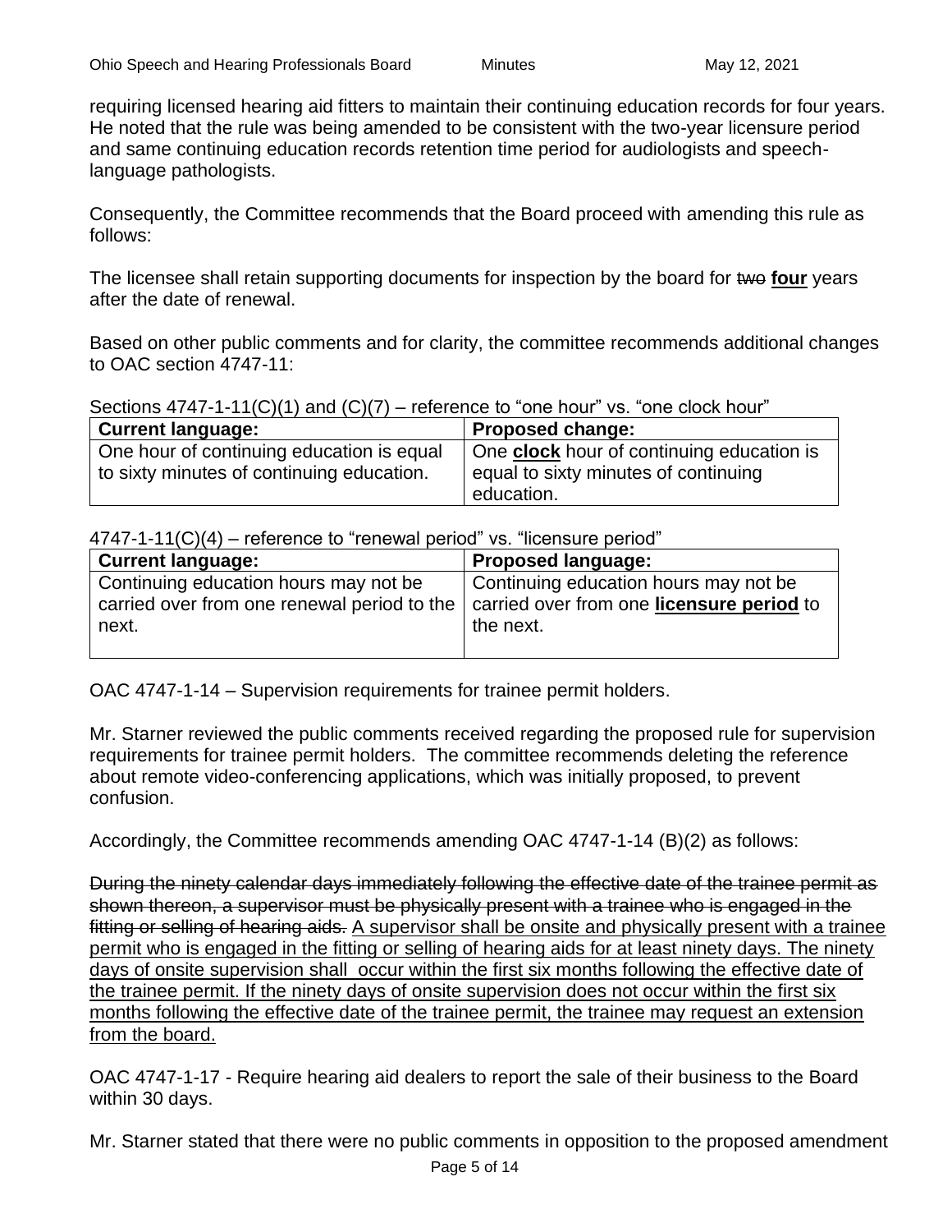requiring licensed hearing aid fitters to maintain their continuing education records for four years. He noted that the rule was being amended to be consistent with the two-year licensure period and same continuing education records retention time period for audiologists and speech-language pathologists.

Consequently, the Committee recommends that the Board proceed with amending this rule as follows:

The licensee shall retain supporting documents for inspection by the board for ~~two~~ **four** years after the date of renewal.

Based on other public comments and for clarity, the committee recommends additional changes to OAC section 4747-11:

Sections 4747-1-11(C)(1) and (C)(7) – reference to "one hour" vs. "one clock hour"

| Current language: | Proposed change: |
| --- | --- |
| One hour of continuing education is equal to sixty minutes of continuing education. | One **clock** hour of continuing education is equal to sixty minutes of continuing education. |

4747-1-11(C)(4) – reference to "renewal period" vs. "licensure period"

| Current language: | Proposed language: |
| --- | --- |
| Continuing education hours may not be carried over from one renewal period to the next. | Continuing education hours may not be carried over from one **licensure period** to the next. |

OAC 4747-1-14 – Supervision requirements for trainee permit holders.

Mr. Starner reviewed the public comments received regarding the proposed rule for supervision requirements for trainee permit holders. The committee recommends deleting the reference about remote video-conferencing applications, which was initially proposed, to prevent confusion.

Accordingly, the Committee recommends amending OAC 4747-1-14 (B)(2) as follows:

~~During the ninety calendar days immediately following the effective date of the trainee permit as shown thereon, a supervisor must be physically present with a trainee who is engaged in the fitting or selling of hearing aids.~~ <u>A supervisor shall be onsite and physically present with a trainee permit who is engaged in the fitting or selling of hearing aids for at least ninety days. The ninety days of onsite supervision shall occur within the first six months following the effective date of the trainee permit. If the ninety days of onsite supervision does not occur within the first six months following the effective date of the trainee permit, the trainee may request an extension from the board.</u>

OAC 4747-1-17 - Require hearing aid dealers to report the sale of their business to the Board within 30 days.

Mr. Starner stated that there were no public comments in opposition to the proposed amendment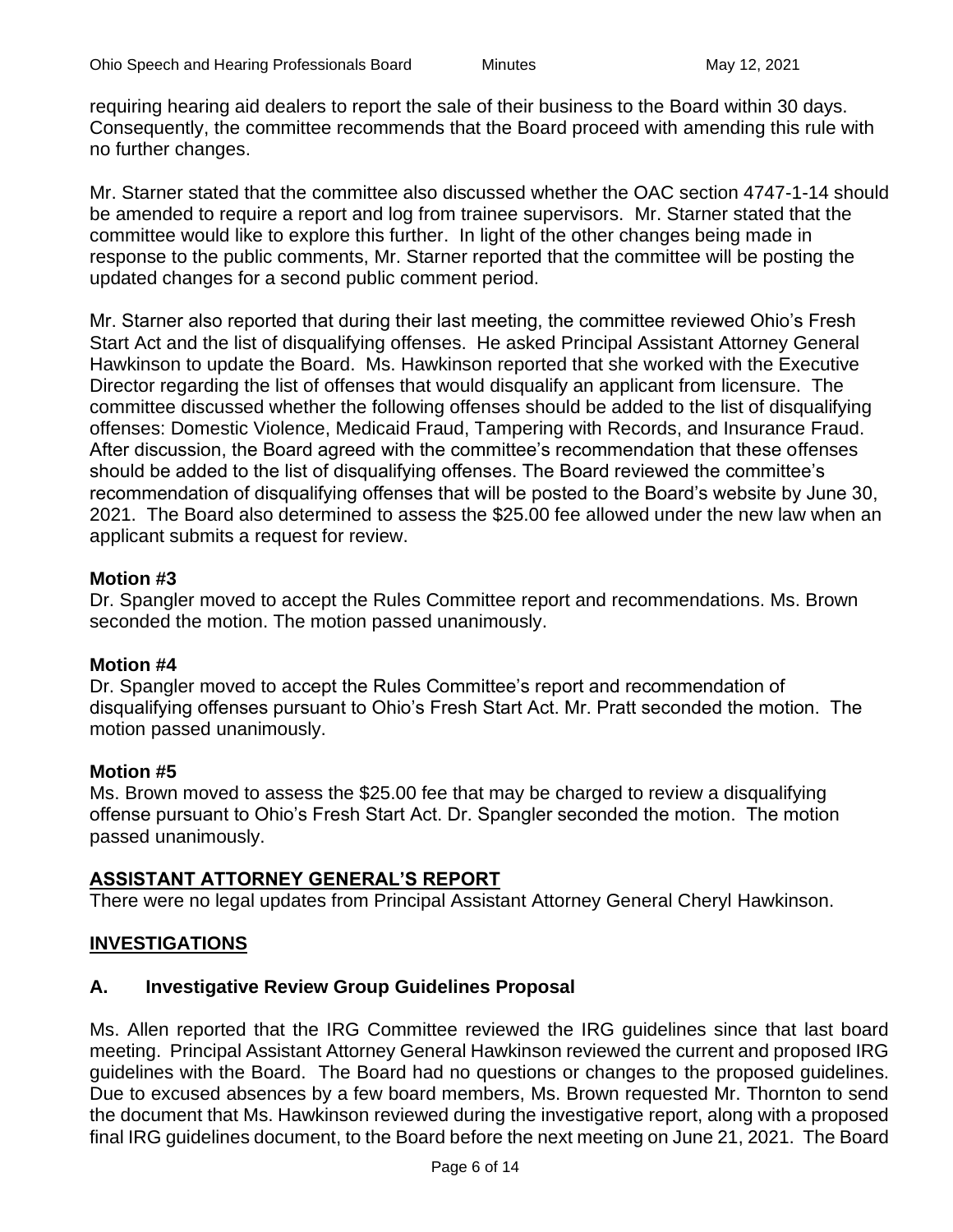requiring hearing aid dealers to report the sale of their business to the Board within 30 days. Consequently, the committee recommends that the Board proceed with amending this rule with no further changes.

Mr. Starner stated that the committee also discussed whether the OAC section 4747-1-14 should be amended to require a report and log from trainee supervisors. Mr. Starner stated that the committee would like to explore this further. In light of the other changes being made in response to the public comments, Mr. Starner reported that the committee will be posting the updated changes for a second public comment period.

Mr. Starner also reported that during their last meeting, the committee reviewed Ohio's Fresh Start Act and the list of disqualifying offenses. He asked Principal Assistant Attorney General Hawkinson to update the Board. Ms. Hawkinson reported that she worked with the Executive Director regarding the list of offenses that would disqualify an applicant from licensure. The committee discussed whether the following offenses should be added to the list of disqualifying offenses: Domestic Violence, Medicaid Fraud, Tampering with Records, and Insurance Fraud. After discussion, the Board agreed with the committee's recommendation that these offenses should be added to the list of disqualifying offenses. The Board reviewed the committee's recommendation of disqualifying offenses that will be posted to the Board's website by June 30, 2021. The Board also determined to assess the $25.00 fee allowed under the new law when an applicant submits a request for review.

**Motion #3**
Dr. Spangler moved to accept the Rules Committee report and recommendations. Ms. Brown seconded the motion. The motion passed unanimously.

**Motion #4**
Dr. Spangler moved to accept the Rules Committee's report and recommendation of disqualifying offenses pursuant to Ohio's Fresh Start Act. Mr. Pratt seconded the motion. The motion passed unanimously.

**Motion #5**
Ms. Brown moved to assess the $25.00 fee that may be charged to review a disqualifying offense pursuant to Ohio's Fresh Start Act. Dr. Spangler seconded the motion. The motion passed unanimously.

## ASSISTANT ATTORNEY GENERAL'S REPORT

There were no legal updates from Principal Assistant Attorney General Cheryl Hawkinson.

## INVESTIGATIONS

### A. Investigative Review Group Guidelines Proposal

Ms. Allen reported that the IRG Committee reviewed the IRG guidelines since that last board meeting. Principal Assistant Attorney General Hawkinson reviewed the current and proposed IRG guidelines with the Board. The Board had no questions or changes to the proposed guidelines. Due to excused absences by a few board members, Ms. Brown requested Mr. Thornton to send the document that Ms. Hawkinson reviewed during the investigative report, along with a proposed final IRG guidelines document, to the Board before the next meeting on June 21, 2021. The Board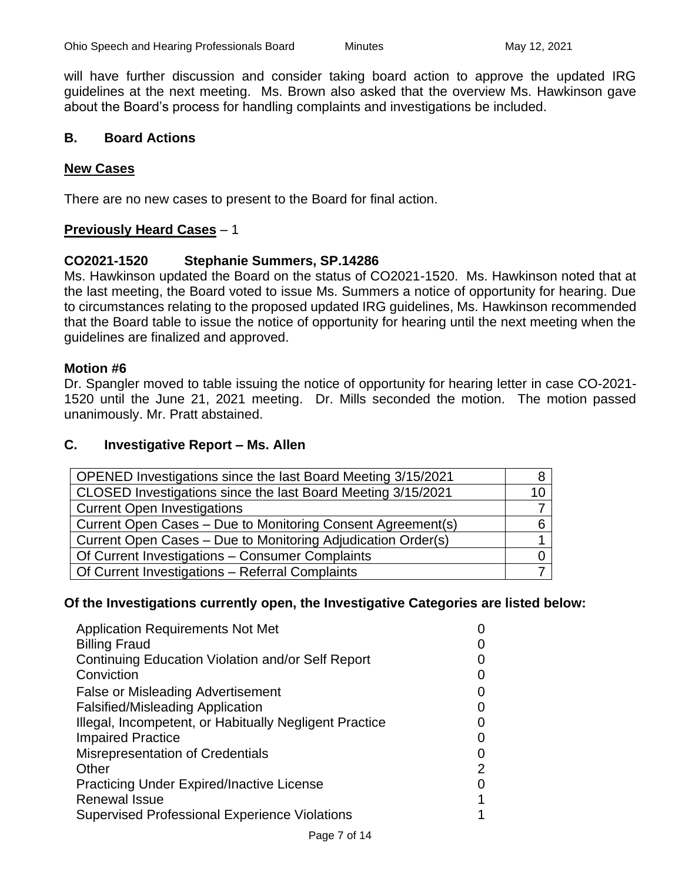will have further discussion and consider taking board action to approve the updated IRG guidelines at the next meeting. Ms. Brown also asked that the overview Ms. Hawkinson gave about the Board's process for handling complaints and investigations be included.

## B. Board Actions

**New Cases**

There are no new cases to present to the Board for final action.

**Previously Heard Cases** – 1

**CO2021-1520 Stephanie Summers, SP.14286**

Ms. Hawkinson updated the Board on the status of CO2021-1520. Ms. Hawkinson noted that at the last meeting, the Board voted to issue Ms. Summers a notice of opportunity for hearing. Due to circumstances relating to the proposed updated IRG guidelines, Ms. Hawkinson recommended that the Board table to issue the notice of opportunity for hearing until the next meeting when the guidelines are finalized and approved.

**Motion #6**

Dr. Spangler moved to table issuing the notice of opportunity for hearing letter in case CO-2021-1520 until the June 21, 2021 meeting. Dr. Mills seconded the motion. The motion passed unanimously. Mr. Pratt abstained.

## C. Investigative Report – Ms. Allen

| | |
|---|---|
| OPENED Investigations since the last Board Meeting 3/15/2021 | 8 |
| CLOSED Investigations since the last Board Meeting 3/15/2021 | 10 |
| Current Open Investigations | 7 |
| Current Open Cases – Due to Monitoring Consent Agreement(s) | 6 |
| Current Open Cases – Due to Monitoring Adjudication Order(s) | 1 |
| Of Current Investigations – Consumer Complaints | 0 |
| Of Current Investigations – Referral Complaints | 7 |

**Of the Investigations currently open, the Investigative Categories are listed below:**

| | |
|---|---|
| Application Requirements Not Met | 0 |
| Billing Fraud | 0 |
| Continuing Education Violation and/or Self Report | 0 |
| Conviction | 0 |
| False or Misleading Advertisement | 0 |
| Falsified/Misleading Application | 0 |
| Illegal, Incompetent, or Habitually Negligent Practice | 0 |
| Impaired Practice | 0 |
| Misrepresentation of Credentials | 0 |
| Other | 2 |
| Practicing Under Expired/Inactive License | 0 |
| Renewal Issue | 1 |
| Supervised Professional Experience Violations | 1 |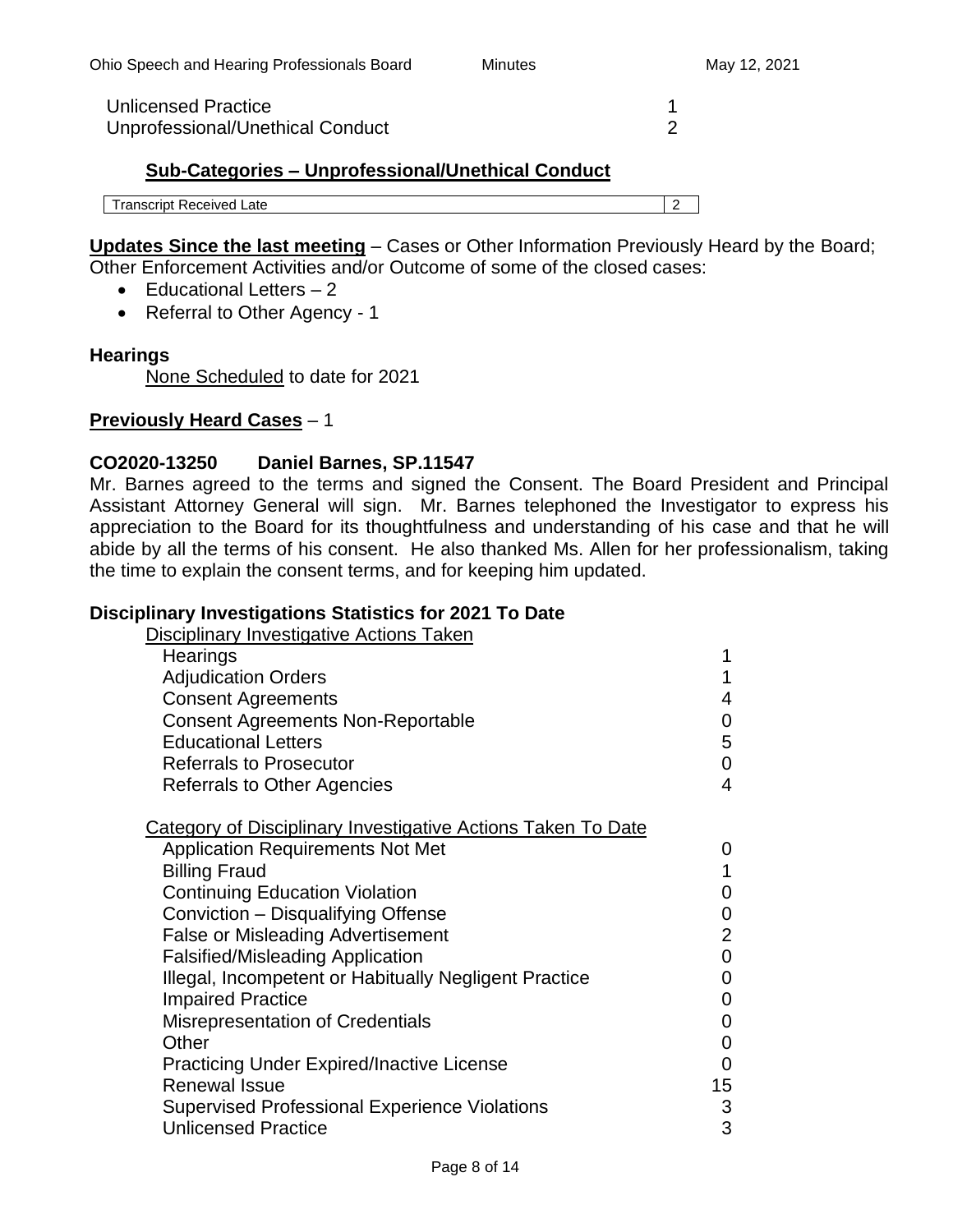| | |
|---|---|
| Unlicensed Practice | 1 |
| Unprofessional/Unethical Conduct | 2 |

**Sub-Categories – Unprofessional/Unethical Conduct**

| | |
|---|---|
| Transcript Received Late | 2 |

**Updates Since the last meeting** – Cases or Other Information Previously Heard by the Board; Other Enforcement Activities and/or Outcome of some of the closed cases:

- Educational Letters – 2
- Referral to Other Agency - 1

**Hearings**

None Scheduled to date for 2021

**Previously Heard Cases** – 1

**CO2020-13250 Daniel Barnes, SP.11547**

Mr. Barnes agreed to the terms and signed the Consent. The Board President and Principal Assistant Attorney General will sign. Mr. Barnes telephoned the Investigator to express his appreciation to the Board for its thoughtfulness and understanding of his case and that he will abide by all the terms of his consent. He also thanked Ms. Allen for her professionalism, taking the time to explain the consent terms, and for keeping him updated.

**Disciplinary Investigations Statistics for 2021 To Date**

Disciplinary Investigative Actions Taken

| | |
|---|---|
| Hearings | 1 |
| Adjudication Orders | 1 |
| Consent Agreements | 4 |
| Consent Agreements Non-Reportable | 0 |
| Educational Letters | 5 |
| Referrals to Prosecutor | 0 |
| Referrals to Other Agencies | 4 |

Category of Disciplinary Investigative Actions Taken To Date

| | |
|---|---|
| Application Requirements Not Met | 0 |
| Billing Fraud | 1 |
| Continuing Education Violation | 0 |
| Conviction – Disqualifying Offense | 0 |
| False or Misleading Advertisement | 2 |
| Falsified/Misleading Application | 0 |
| Illegal, Incompetent or Habitually Negligent Practice | 0 |
| Impaired Practice | 0 |
| Misrepresentation of Credentials | 0 |
| Other | 0 |
| Practicing Under Expired/Inactive License | 0 |
| Renewal Issue | 15 |
| Supervised Professional Experience Violations | 3 |
| Unlicensed Practice | 3 |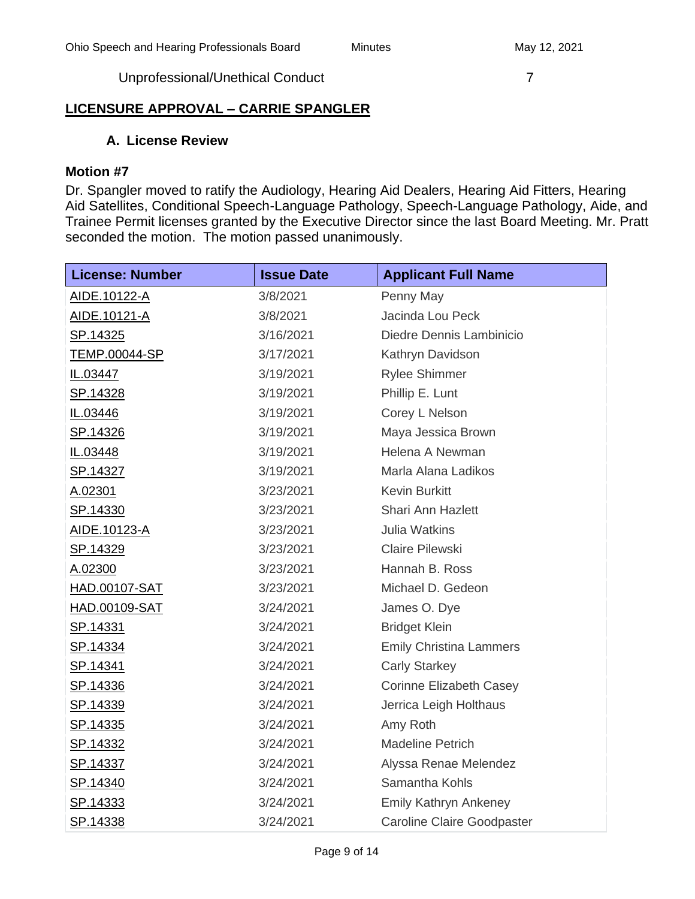Unprofessional/Unethical Conduct 7

## LICENSURE APPROVAL – CARRIE SPANGLER

### A. License Review

**Motion #7**

Dr. Spangler moved to ratify the Audiology, Hearing Aid Dealers, Hearing Aid Fitters, Hearing Aid Satellites, Conditional Speech-Language Pathology, Speech-Language Pathology, Aide, and Trainee Permit licenses granted by the Executive Director since the last Board Meeting. Mr. Pratt seconded the motion. The motion passed unanimously.

| License: Number | Issue Date | Applicant Full Name |
|---|---|---|
| AIDE.10122-A | 3/8/2021 | Penny May |
| AIDE.10121-A | 3/8/2021 | Jacinda Lou Peck |
| SP.14325 | 3/16/2021 | Diedre Dennis Lambinicio |
| TEMP.00044-SP | 3/17/2021 | Kathryn Davidson |
| IL.03447 | 3/19/2021 | Rylee Shimmer |
| SP.14328 | 3/19/2021 | Phillip E. Lunt |
| IL.03446 | 3/19/2021 | Corey L Nelson |
| SP.14326 | 3/19/2021 | Maya Jessica Brown |
| IL.03448 | 3/19/2021 | Helena A Newman |
| SP.14327 | 3/19/2021 | Marla Alana Ladikos |
| A.02301 | 3/23/2021 | Kevin Burkitt |
| SP.14330 | 3/23/2021 | Shari Ann Hazlett |
| AIDE.10123-A | 3/23/2021 | Julia Watkins |
| SP.14329 | 3/23/2021 | Claire Pilewski |
| A.02300 | 3/23/2021 | Hannah B. Ross |
| HAD.00107-SAT | 3/23/2021 | Michael D. Gedeon |
| HAD.00109-SAT | 3/24/2021 | James O. Dye |
| SP.14331 | 3/24/2021 | Bridget Klein |
| SP.14334 | 3/24/2021 | Emily Christina Lammers |
| SP.14341 | 3/24/2021 | Carly Starkey |
| SP.14336 | 3/24/2021 | Corinne Elizabeth Casey |
| SP.14339 | 3/24/2021 | Jerrica Leigh Holthaus |
| SP.14335 | 3/24/2021 | Amy Roth |
| SP.14332 | 3/24/2021 | Madeline Petrich |
| SP.14337 | 3/24/2021 | Alyssa Renae Melendez |
| SP.14340 | 3/24/2021 | Samantha Kohls |
| SP.14333 | 3/24/2021 | Emily Kathryn Ankeney |
| SP.14338 | 3/24/2021 | Caroline Claire Goodpaster |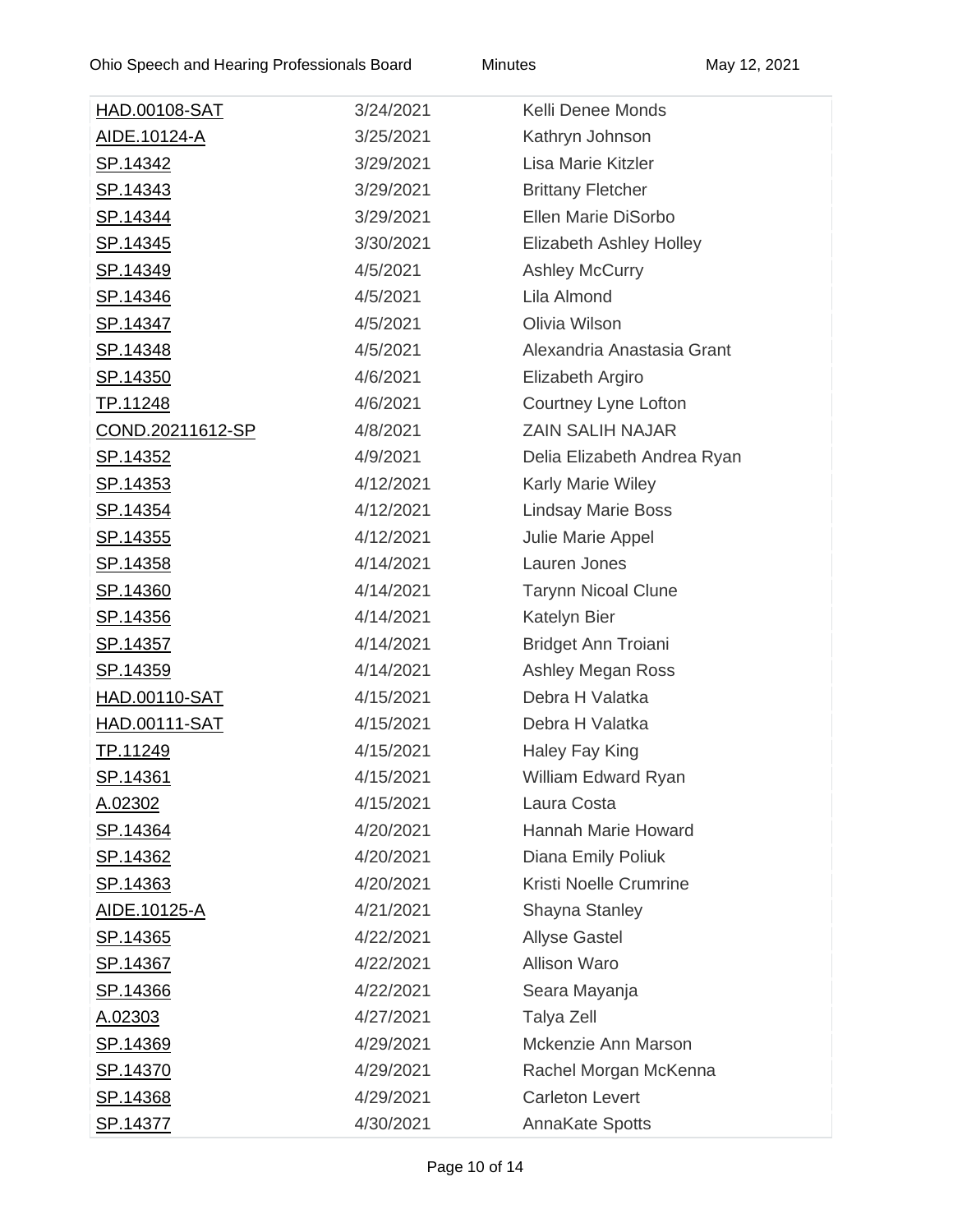| | | |
|---|---|---|
| HAD.00108-SAT | 3/24/2021 | Kelli Denee Monds |
| AIDE.10124-A | 3/25/2021 | Kathryn Johnson |
| SP.14342 | 3/29/2021 | Lisa Marie Kitzler |
| SP.14343 | 3/29/2021 | Brittany Fletcher |
| SP.14344 | 3/29/2021 | Ellen Marie DiSorbo |
| SP.14345 | 3/30/2021 | Elizabeth Ashley Holley |
| SP.14349 | 4/5/2021 | Ashley McCurry |
| SP.14346 | 4/5/2021 | Lila Almond |
| SP.14347 | 4/5/2021 | Olivia Wilson |
| SP.14348 | 4/5/2021 | Alexandria Anastasia Grant |
| SP.14350 | 4/6/2021 | Elizabeth Argiro |
| TP.11248 | 4/6/2021 | Courtney Lyne Lofton |
| COND.20211612-SP | 4/8/2021 | ZAIN SALIH NAJAR |
| SP.14352 | 4/9/2021 | Delia Elizabeth Andrea Ryan |
| SP.14353 | 4/12/2021 | Karly Marie Wiley |
| SP.14354 | 4/12/2021 | Lindsay Marie Boss |
| SP.14355 | 4/12/2021 | Julie Marie Appel |
| SP.14358 | 4/14/2021 | Lauren Jones |
| SP.14360 | 4/14/2021 | Tarynn Nicoal Clune |
| SP.14356 | 4/14/2021 | Katelyn Bier |
| SP.14357 | 4/14/2021 | Bridget Ann Troiani |
| SP.14359 | 4/14/2021 | Ashley Megan Ross |
| HAD.00110-SAT | 4/15/2021 | Debra H Valatka |
| HAD.00111-SAT | 4/15/2021 | Debra H Valatka |
| TP.11249 | 4/15/2021 | Haley Fay King |
| SP.14361 | 4/15/2021 | William Edward Ryan |
| A.02302 | 4/15/2021 | Laura Costa |
| SP.14364 | 4/20/2021 | Hannah Marie Howard |
| SP.14362 | 4/20/2021 | Diana Emily Poliuk |
| SP.14363 | 4/20/2021 | Kristi Noelle Crumrine |
| AIDE.10125-A | 4/21/2021 | Shayna Stanley |
| SP.14365 | 4/22/2021 | Allyse Gastel |
| SP.14367 | 4/22/2021 | Allison Waro |
| SP.14366 | 4/22/2021 | Seara Mayanja |
| A.02303 | 4/27/2021 | Talya Zell |
| SP.14369 | 4/29/2021 | Mckenzie Ann Marson |
| SP.14370 | 4/29/2021 | Rachel Morgan McKenna |
| SP.14368 | 4/29/2021 | Carleton Levert |
| SP.14377 | 4/30/2021 | AnnaKate Spotts |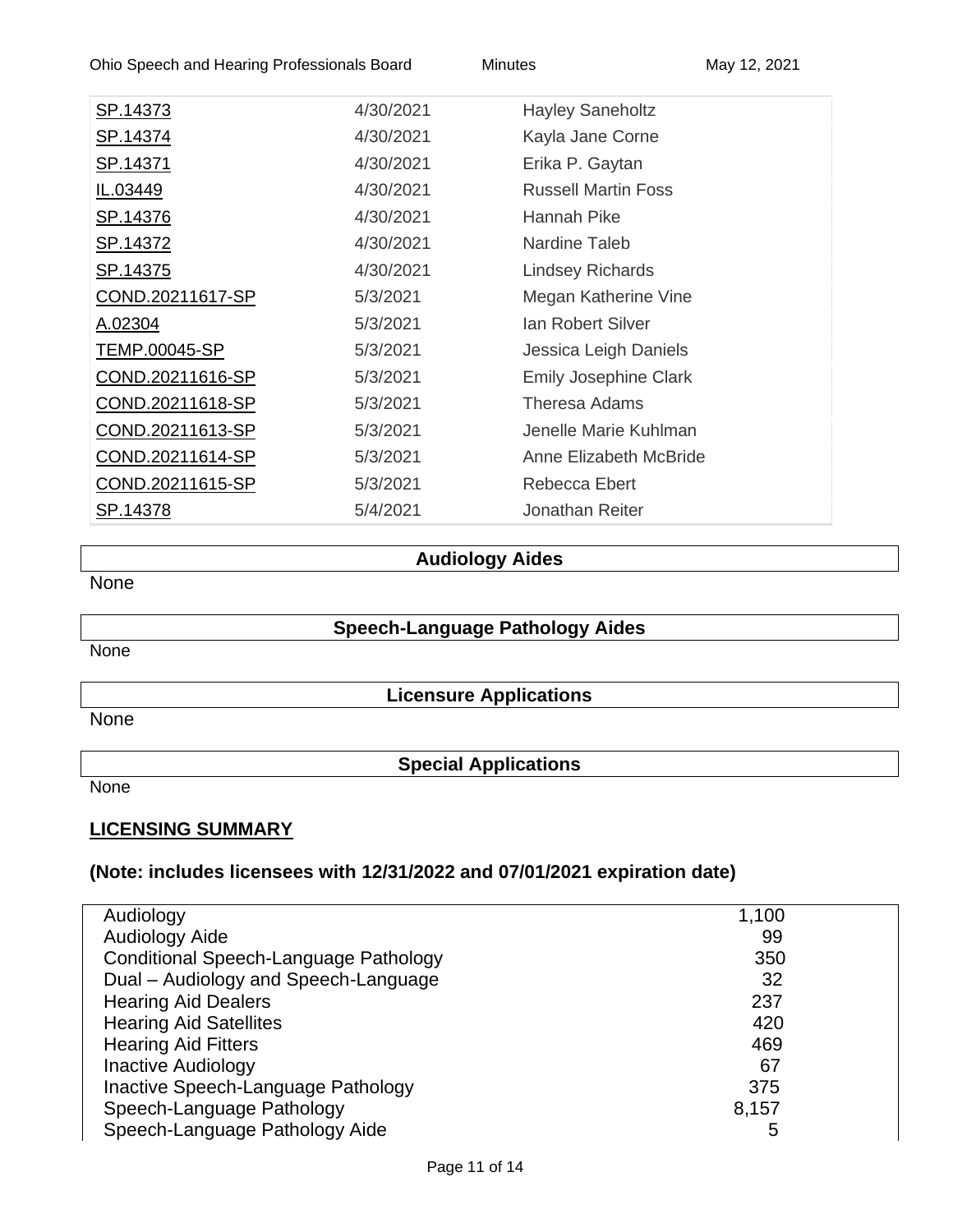| | | |
|---|---|---|
| SP.14373 | 4/30/2021 | Hayley Saneholtz |
| SP.14374 | 4/30/2021 | Kayla Jane Corne |
| SP.14371 | 4/30/2021 | Erika P. Gaytan |
| IL.03449 | 4/30/2021 | Russell Martin Foss |
| SP.14376 | 4/30/2021 | Hannah Pike |
| SP.14372 | 4/30/2021 | Nardine Taleb |
| SP.14375 | 4/30/2021 | Lindsey Richards |
| COND.20211617-SP | 5/3/2021 | Megan Katherine Vine |
| A.02304 | 5/3/2021 | Ian Robert Silver |
| TEMP.00045-SP | 5/3/2021 | Jessica Leigh Daniels |
| COND.20211616-SP | 5/3/2021 | Emily Josephine Clark |
| COND.20211618-SP | 5/3/2021 | Theresa Adams |
| COND.20211613-SP | 5/3/2021 | Jenelle Marie Kuhlman |
| COND.20211614-SP | 5/3/2021 | Anne Elizabeth McBride |
| COND.20211615-SP | 5/3/2021 | Rebecca Ebert |
| SP.14378 | 5/4/2021 | Jonathan Reiter |

**Audiology Aides**

None

**Speech-Language Pathology Aides**

None

**Licensure Applications**

None

**Special Applications**

None

## LICENSING SUMMARY

### (Note: includes licensees with 12/31/2022 and 07/01/2021 expiration date)

| | |
|---|---|
| Audiology | 1,100 |
| Audiology Aide | 99 |
| Conditional Speech-Language Pathology | 350 |
| Dual – Audiology and Speech-Language | 32 |
| Hearing Aid Dealers | 237 |
| Hearing Aid Satellites | 420 |
| Hearing Aid Fitters | 469 |
| Inactive Audiology | 67 |
| Inactive Speech-Language Pathology | 375 |
| Speech-Language Pathology | 8,157 |
| Speech-Language Pathology Aide | 5 |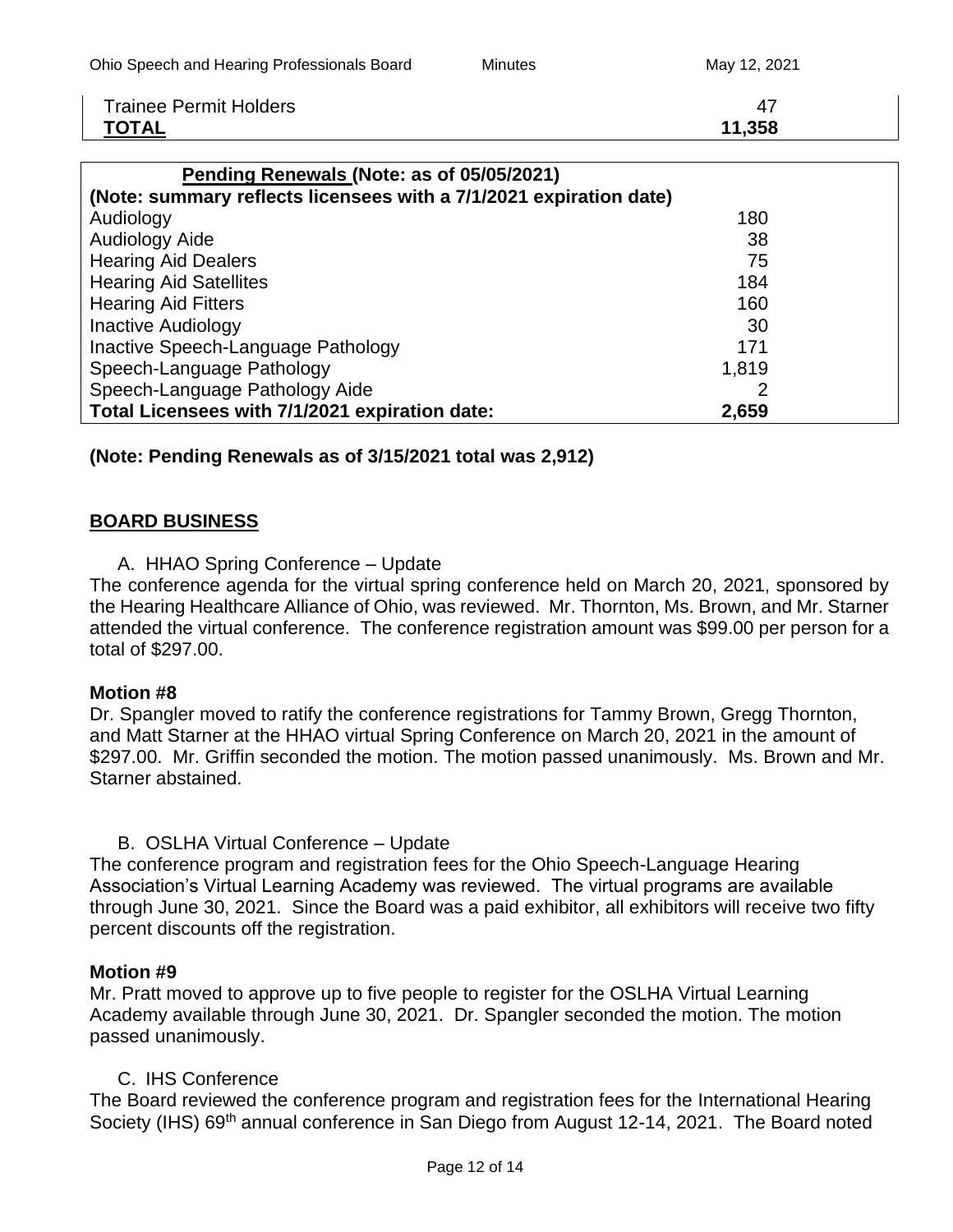| Trainee Permit Holders | 47 |
|---|---|
| **TOTAL** | **11,358** |

| **Pending Renewals (Note: as of 05/05/2021)** **(Note: summary reflects licensees with a 7/1/2021 expiration date)** | |
|---|---|
| Audiology | 180 |
| Audiology Aide | 38 |
| Hearing Aid Dealers | 75 |
| Hearing Aid Satellites | 184 |
| Hearing Aid Fitters | 160 |
| Inactive Audiology | 30 |
| Inactive Speech-Language Pathology | 171 |
| Speech-Language Pathology | 1,819 |
| Speech-Language Pathology Aide | 2 |
| **Total Licensees with 7/1/2021 expiration date:** | **2,659** |

**(Note: Pending Renewals as of 3/15/2021 total was 2,912)**

## BOARD BUSINESS

A. HHAO Spring Conference – Update

The conference agenda for the virtual spring conference held on March 20, 2021, sponsored by the Hearing Healthcare Alliance of Ohio, was reviewed. Mr. Thornton, Ms. Brown, and Mr. Starner attended the virtual conference. The conference registration amount was $99.00 per person for a total of $297.00.

**Motion #8**

Dr. Spangler moved to ratify the conference registrations for Tammy Brown, Gregg Thornton, and Matt Starner at the HHAO virtual Spring Conference on March 20, 2021 in the amount of $297.00. Mr. Griffin seconded the motion. The motion passed unanimously. Ms. Brown and Mr. Starner abstained.

B. OSLHA Virtual Conference – Update

The conference program and registration fees for the Ohio Speech-Language Hearing Association's Virtual Learning Academy was reviewed. The virtual programs are available through June 30, 2021. Since the Board was a paid exhibitor, all exhibitors will receive two fifty percent discounts off the registration.

**Motion #9**

Mr. Pratt moved to approve up to five people to register for the OSLHA Virtual Learning Academy available through June 30, 2021. Dr. Spangler seconded the motion. The motion passed unanimously.

C. IHS Conference

The Board reviewed the conference program and registration fees for the International Hearing Society (IHS) 69th annual conference in San Diego from August 12-14, 2021. The Board noted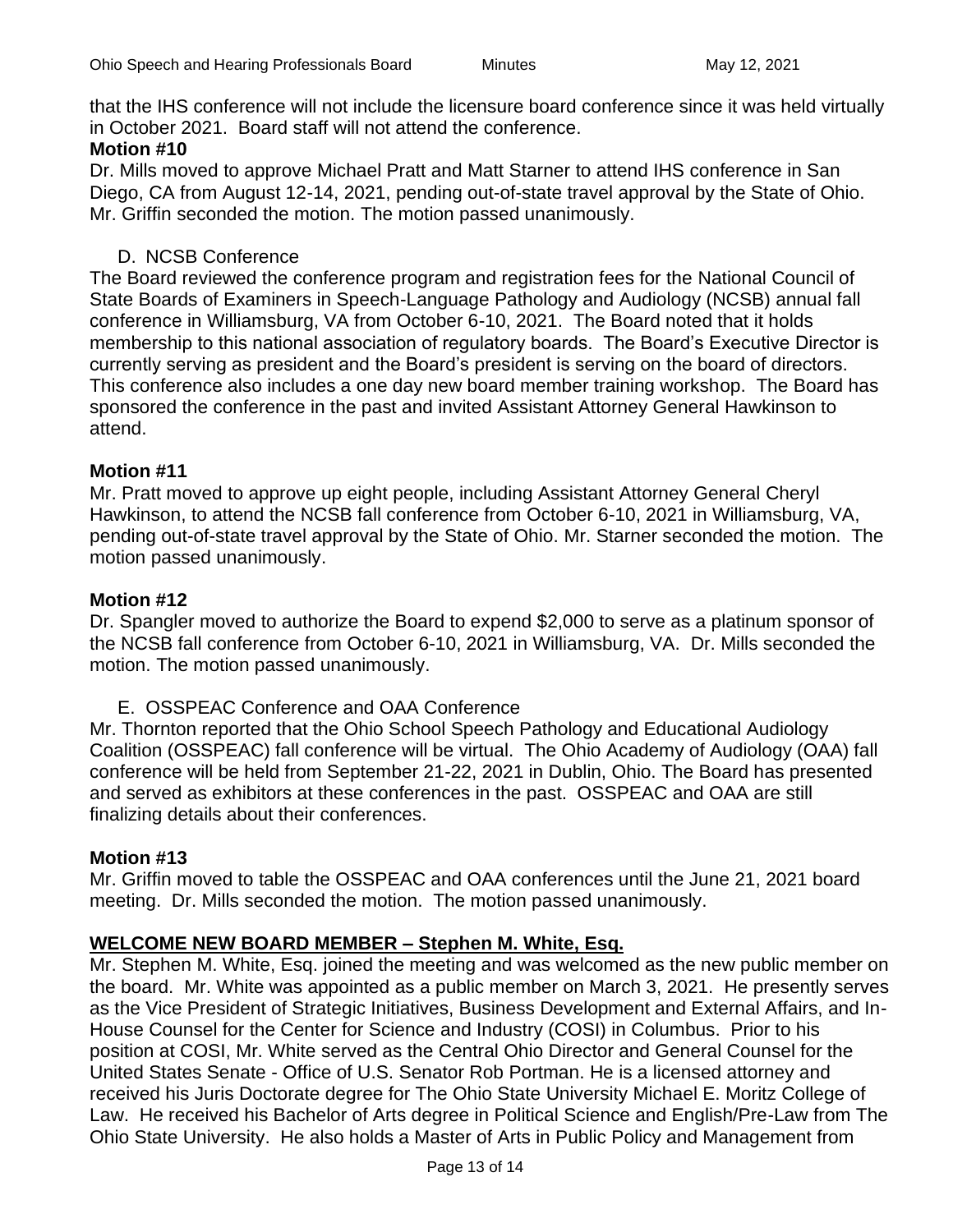that the IHS conference will not include the licensure board conference since it was held virtually in October 2021. Board staff will not attend the conference.

**Motion #10**

Dr. Mills moved to approve Michael Pratt and Matt Starner to attend IHS conference in San Diego, CA from August 12-14, 2021, pending out-of-state travel approval by the State of Ohio. Mr. Griffin seconded the motion. The motion passed unanimously.

D. NCSB Conference

The Board reviewed the conference program and registration fees for the National Council of State Boards of Examiners in Speech-Language Pathology and Audiology (NCSB) annual fall conference in Williamsburg, VA from October 6-10, 2021. The Board noted that it holds membership to this national association of regulatory boards. The Board's Executive Director is currently serving as president and the Board's president is serving on the board of directors. This conference also includes a one day new board member training workshop. The Board has sponsored the conference in the past and invited Assistant Attorney General Hawkinson to attend.

**Motion #11**

Mr. Pratt moved to approve up eight people, including Assistant Attorney General Cheryl Hawkinson, to attend the NCSB fall conference from October 6-10, 2021 in Williamsburg, VA, pending out-of-state travel approval by the State of Ohio. Mr. Starner seconded the motion. The motion passed unanimously.

**Motion #12**

Dr. Spangler moved to authorize the Board to expend $2,000 to serve as a platinum sponsor of the NCSB fall conference from October 6-10, 2021 in Williamsburg, VA. Dr. Mills seconded the motion. The motion passed unanimously.

E. OSSPEAC Conference and OAA Conference

Mr. Thornton reported that the Ohio School Speech Pathology and Educational Audiology Coalition (OSSPEAC) fall conference will be virtual. The Ohio Academy of Audiology (OAA) fall conference will be held from September 21-22, 2021 in Dublin, Ohio. The Board has presented and served as exhibitors at these conferences in the past. OSSPEAC and OAA are still finalizing details about their conferences.

**Motion #13**

Mr. Griffin moved to table the OSSPEAC and OAA conferences until the June 21, 2021 board meeting. Dr. Mills seconded the motion. The motion passed unanimously.

**WELCOME NEW BOARD MEMBER – Stephen M. White, Esq.**

Mr. Stephen M. White, Esq. joined the meeting and was welcomed as the new public member on the board. Mr. White was appointed as a public member on March 3, 2021. He presently serves as the Vice President of Strategic Initiatives, Business Development and External Affairs, and In-House Counsel for the Center for Science and Industry (COSI) in Columbus. Prior to his position at COSI, Mr. White served as the Central Ohio Director and General Counsel for the United States Senate - Office of U.S. Senator Rob Portman. He is a licensed attorney and received his Juris Doctorate degree for The Ohio State University Michael E. Moritz College of Law. He received his Bachelor of Arts degree in Political Science and English/Pre-Law from The Ohio State University. He also holds a Master of Arts in Public Policy and Management from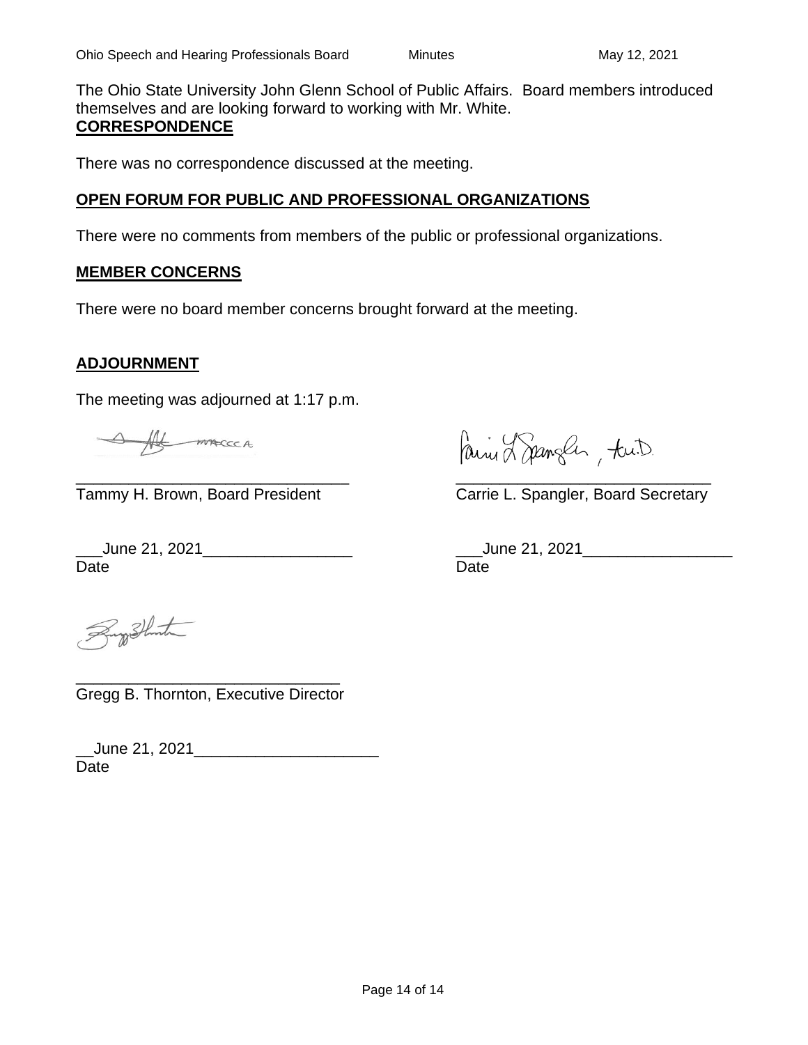The Ohio State University John Glenn School of Public Affairs. Board members introduced themselves and are looking forward to working with Mr. White.

**CORRESPONDENCE**

There was no correspondence discussed at the meeting.

**OPEN FORUM FOR PUBLIC AND PROFESSIONAL ORGANIZATIONS**

There were no comments from members of the public or professional organizations.

**MEMBER CONCERNS**

There were no board member concerns brought forward at the meeting.

**ADJOURNMENT**

The meeting was adjourned at 1:17 p.m.

_______________________________
Tammy H. Brown, Board President

___June 21, 2021_________________
Date

_______________________________
Carrie L. Spangler, Board Secretary

___June 21, 2021_________________
Date

_______________________________
Gregg B. Thornton, Executive Director

__June 21, 2021_____________________
Date